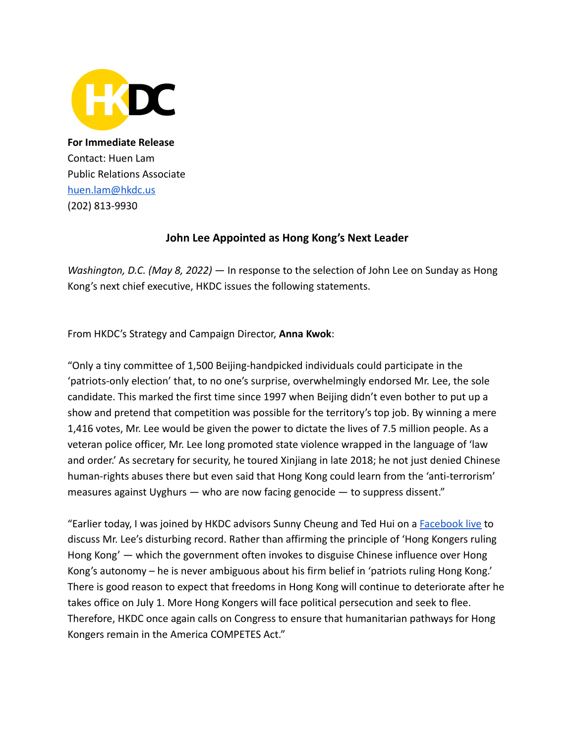HKDC

**For Immediate Release**
Contact: Huen Lam
Public Relations Associate
huen.lam@hkdc.us
(202) 813-9930

## John Lee Appointed as Hong Kong's Next Leader

*Washington, D.C. (May 8, 2022)* — In response to the selection of John Lee on Sunday as Hong Kong's next chief executive, HKDC issues the following statements.

From HKDC's Strategy and Campaign Director, **Anna Kwok**:

"Only a tiny committee of 1,500 Beijing-handpicked individuals could participate in the 'patriots-only election' that, to no one's surprise, overwhelmingly endorsed Mr. Lee, the sole candidate. This marked the first time since 1997 when Beijing didn't even bother to put up a show and pretend that competition was possible for the territory's top job. By winning a mere 1,416 votes, Mr. Lee would be given the power to dictate the lives of 7.5 million people. As a veteran police officer, Mr. Lee long promoted state violence wrapped in the language of 'law and order.' As secretary for security, he toured Xinjiang in late 2018; he not just denied Chinese human-rights abuses there but even said that Hong Kong could learn from the 'anti-terrorism' measures against Uyghurs — who are now facing genocide — to suppress dissent."

"Earlier today, I was joined by HKDC advisors Sunny Cheung and Ted Hui on a [Facebook live] to discuss Mr. Lee's disturbing record. Rather than affirming the principle of 'Hong Kongers ruling Hong Kong' — which the government often invokes to disguise Chinese influence over Hong Kong's autonomy – he is never ambiguous about his firm belief in 'patriots ruling Hong Kong.' There is good reason to expect that freedoms in Hong Kong will continue to deteriorate after he takes office on July 1. More Hong Kongers will face political persecution and seek to flee. Therefore, HKDC once again calls on Congress to ensure that humanitarian pathways for Hong Kongers remain in the America COMPETES Act."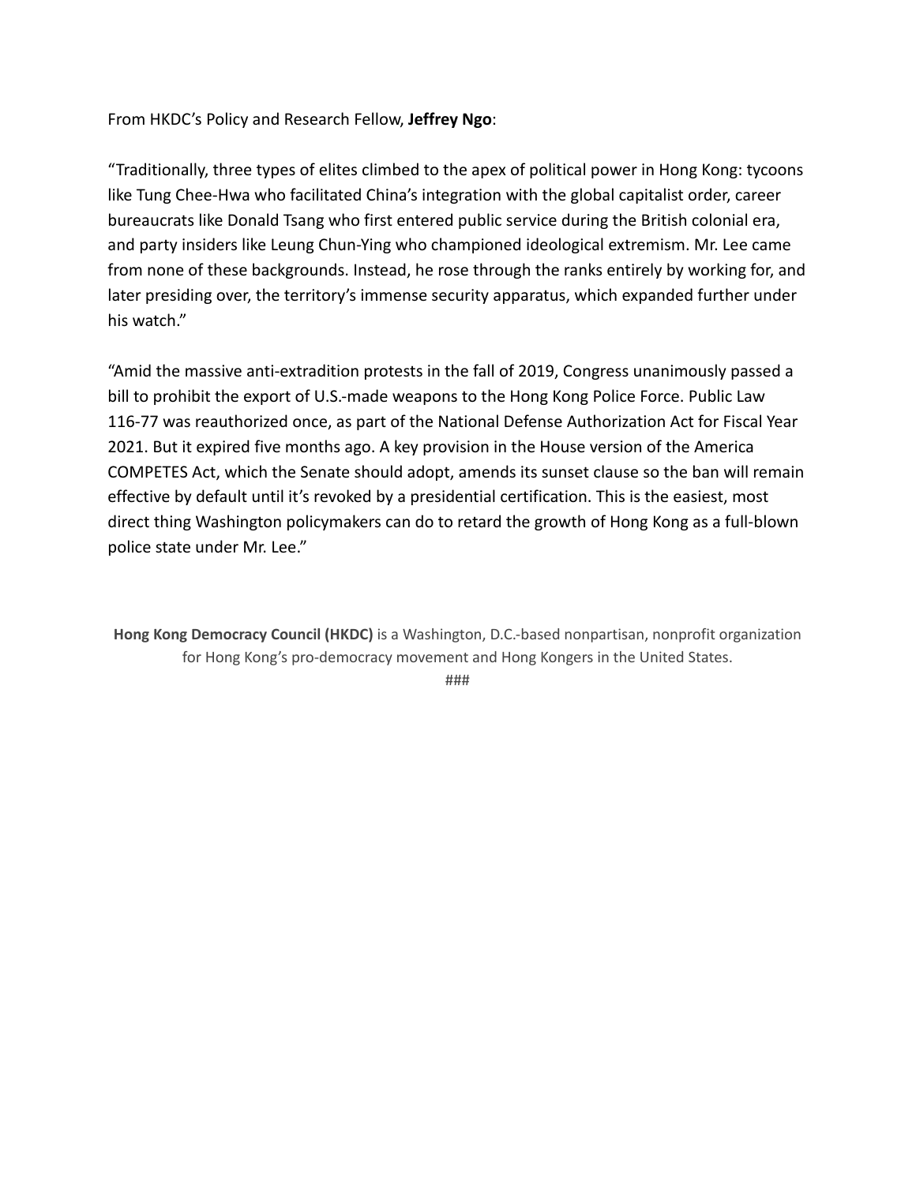From HKDC's Policy and Research Fellow, **Jeffrey Ngo**:

"Traditionally, three types of elites climbed to the apex of political power in Hong Kong: tycoons like Tung Chee-Hwa who facilitated China's integration with the global capitalist order, career bureaucrats like Donald Tsang who first entered public service during the British colonial era, and party insiders like Leung Chun-Ying who championed ideological extremism. Mr. Lee came from none of these backgrounds. Instead, he rose through the ranks entirely by working for, and later presiding over, the territory's immense security apparatus, which expanded further under his watch."

"Amid the massive anti-extradition protests in the fall of 2019, Congress unanimously passed a bill to prohibit the export of U.S.-made weapons to the Hong Kong Police Force. Public Law 116-77 was reauthorized once, as part of the National Defense Authorization Act for Fiscal Year 2021. But it expired five months ago. A key provision in the House version of the America COMPETES Act, which the Senate should adopt, amends its sunset clause so the ban will remain effective by default until it's revoked by a presidential certification. This is the easiest, most direct thing Washington policymakers can do to retard the growth of Hong Kong as a full-blown police state under Mr. Lee."

**Hong Kong Democracy Council (HKDC)** is a Washington, D.C.-based nonpartisan, nonprofit organization for Hong Kong's pro-democracy movement and Hong Kongers in the United States.

###